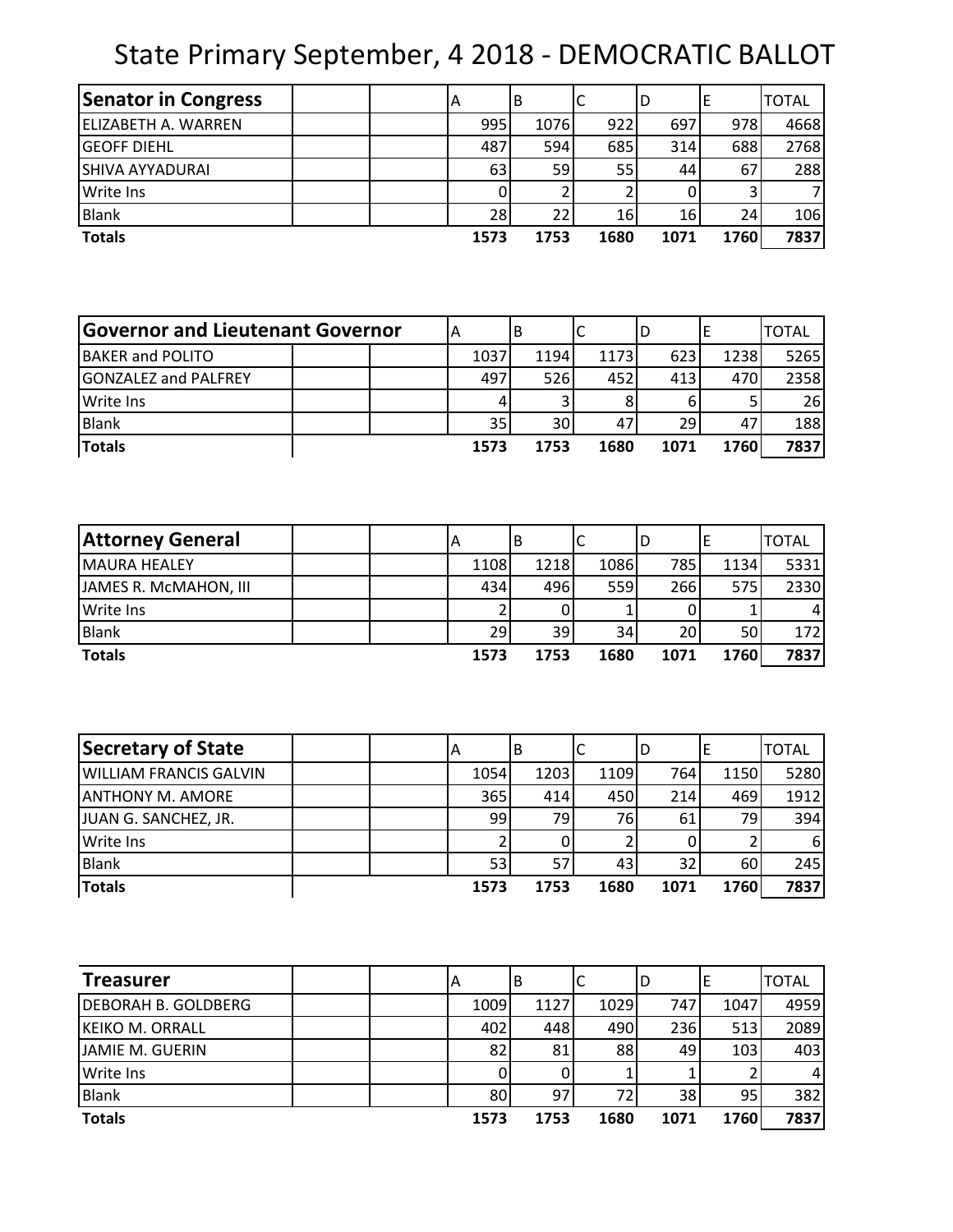# State Primary September, 4 2018 - DEMOCRATIC BALLOT

| Senator in Congress | | | A | B | C | D | E | TOTAL |
|---|---|---|---|---|---|---|---|---|
| ELIZABETH A. WARREN | | | 995 | 1076 | 922 | 697 | 978 | 4668 |
| GEOFF DIEHL | | | 487 | 594 | 685 | 314 | 688 | 2768 |
| SHIVA AYYADURAI | | | 63 | 59 | 55 | 44 | 67 | 288 |
| Write Ins | | | 0 | 2 | 2 | 0 | 3 | 7 |
| Blank | | | 28 | 22 | 16 | 16 | 24 | 106 |
| **Totals** | | | **1573** | **1753** | **1680** | **1071** | **1760** | **7837** |

| Governor and Lieutenant Governor | | | A | B | C | D | E | TOTAL |
|---|---|---|---|---|---|---|---|---|
| BAKER and POLITO | | | 1037 | 1194 | 1173 | 623 | 1238 | 5265 |
| GONZALEZ and PALFREY | | | 497 | 526 | 452 | 413 | 470 | 2358 |
| Write Ins | | | 4 | 3 | 8 | 6 | 5 | 26 |
| Blank | | | 35 | 30 | 47 | 29 | 47 | 188 |
| **Totals** | | | **1573** | **1753** | **1680** | **1071** | **1760** | **7837** |

| Attorney General | | | A | B | C | D | E | TOTAL |
|---|---|---|---|---|---|---|---|---|
| MAURA HEALEY | | | 1108 | 1218 | 1086 | 785 | 1134 | 5331 |
| JAMES R. McMAHON, III | | | 434 | 496 | 559 | 266 | 575 | 2330 |
| Write Ins | | | 2 | 0 | 1 | 0 | 1 | 4 |
| Blank | | | 29 | 39 | 34 | 20 | 50 | 172 |
| **Totals** | | | **1573** | **1753** | **1680** | **1071** | **1760** | **7837** |

| Secretary of State | | | A | B | C | D | E | TOTAL |
|---|---|---|---|---|---|---|---|---|
| WILLIAM FRANCIS GALVIN | | | 1054 | 1203 | 1109 | 764 | 1150 | 5280 |
| ANTHONY M. AMORE | | | 365 | 414 | 450 | 214 | 469 | 1912 |
| JUAN G. SANCHEZ, JR. | | | 99 | 79 | 76 | 61 | 79 | 394 |
| Write Ins | | | 2 | 0 | 2 | 0 | 2 | 6 |
| Blank | | | 53 | 57 | 43 | 32 | 60 | 245 |
| **Totals** | | | **1573** | **1753** | **1680** | **1071** | **1760** | **7837** |

| Treasurer | | | A | B | C | D | E | TOTAL |
|---|---|---|---|---|---|---|---|---|
| DEBORAH B. GOLDBERG | | | 1009 | 1127 | 1029 | 747 | 1047 | 4959 |
| KEIKO M. ORRALL | | | 402 | 448 | 490 | 236 | 513 | 2089 |
| JAMIE M. GUERIN | | | 82 | 81 | 88 | 49 | 103 | 403 |
| Write Ins | | | 0 | 0 | 1 | 1 | 2 | 4 |
| Blank | | | 80 | 97 | 72 | 38 | 95 | 382 |
| **Totals** | | | **1573** | **1753** | **1680** | **1071** | **1760** | **7837** |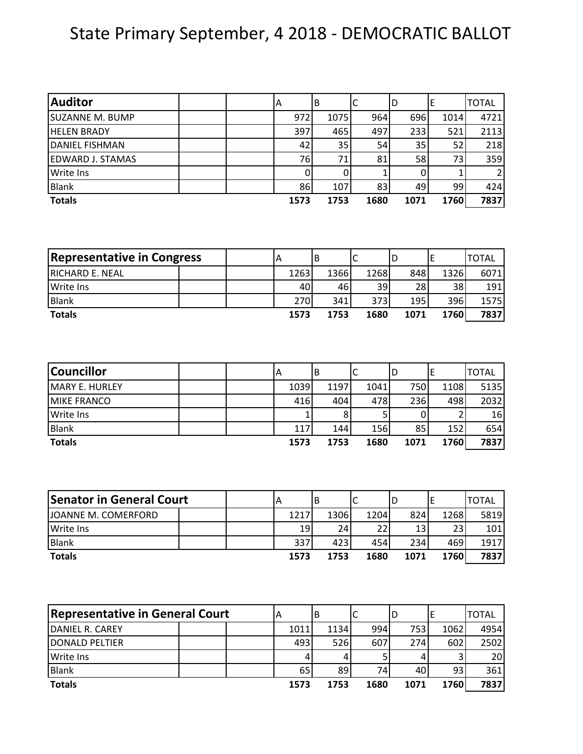# State Primary September, 4 2018 - DEMOCRATIC BALLOT

| Auditor | A | B | C | D | E | TOTAL |
|---|---|---|---|---|---|---|
| SUZANNE M. BUMP | 972 | 1075 | 964 | 696 | 1014 | 4721 |
| HELEN BRADY | 397 | 465 | 497 | 233 | 521 | 2113 |
| DANIEL FISHMAN | 42 | 35 | 54 | 35 | 52 | 218 |
| EDWARD J. STAMAS | 76 | 71 | 81 | 58 | 73 | 359 |
| Write Ins | 0 | 0 | 1 | 0 | 1 | 2 |
| Blank | 86 | 107 | 83 | 49 | 99 | 424 |
| **Totals** | **1573** | **1753** | **1680** | **1071** | **1760** | **7837** |

| Representative in Congress | A | B | C | D | E | TOTAL |
|---|---|---|---|---|---|---|
| RICHARD E. NEAL | 1263 | 1366 | 1268 | 848 | 1326 | 6071 |
| Write Ins | 40 | 46 | 39 | 28 | 38 | 191 |
| Blank | 270 | 341 | 373 | 195 | 396 | 1575 |
| **Totals** | **1573** | **1753** | **1680** | **1071** | **1760** | **7837** |

| Councillor | A | B | C | D | E | TOTAL |
|---|---|---|---|---|---|---|
| MARY E. HURLEY | 1039 | 1197 | 1041 | 750 | 1108 | 5135 |
| MIKE FRANCO | 416 | 404 | 478 | 236 | 498 | 2032 |
| Write Ins | 1 | 8 | 5 | 0 | 2 | 16 |
| Blank | 117 | 144 | 156 | 85 | 152 | 654 |
| **Totals** | **1573** | **1753** | **1680** | **1071** | **1760** | **7837** |

| Senator in General Court | A | B | C | D | E | TOTAL |
|---|---|---|---|---|---|---|
| JOANNE M. COMERFORD | 1217 | 1306 | 1204 | 824 | 1268 | 5819 |
| Write Ins | 19 | 24 | 22 | 13 | 23 | 101 |
| Blank | 337 | 423 | 454 | 234 | 469 | 1917 |
| **Totals** | **1573** | **1753** | **1680** | **1071** | **1760** | **7837** |

| Representative in General Court | A | B | C | D | E | TOTAL |
|---|---|---|---|---|---|---|
| DANIEL R. CAREY | 1011 | 1134 | 994 | 753 | 1062 | 4954 |
| DONALD PELTIER | 493 | 526 | 607 | 274 | 602 | 2502 |
| Write Ins | 4 | 4 | 5 | 4 | 3 | 20 |
| Blank | 65 | 89 | 74 | 40 | 93 | 361 |
| **Totals** | **1573** | **1753** | **1680** | **1071** | **1760** | **7837** |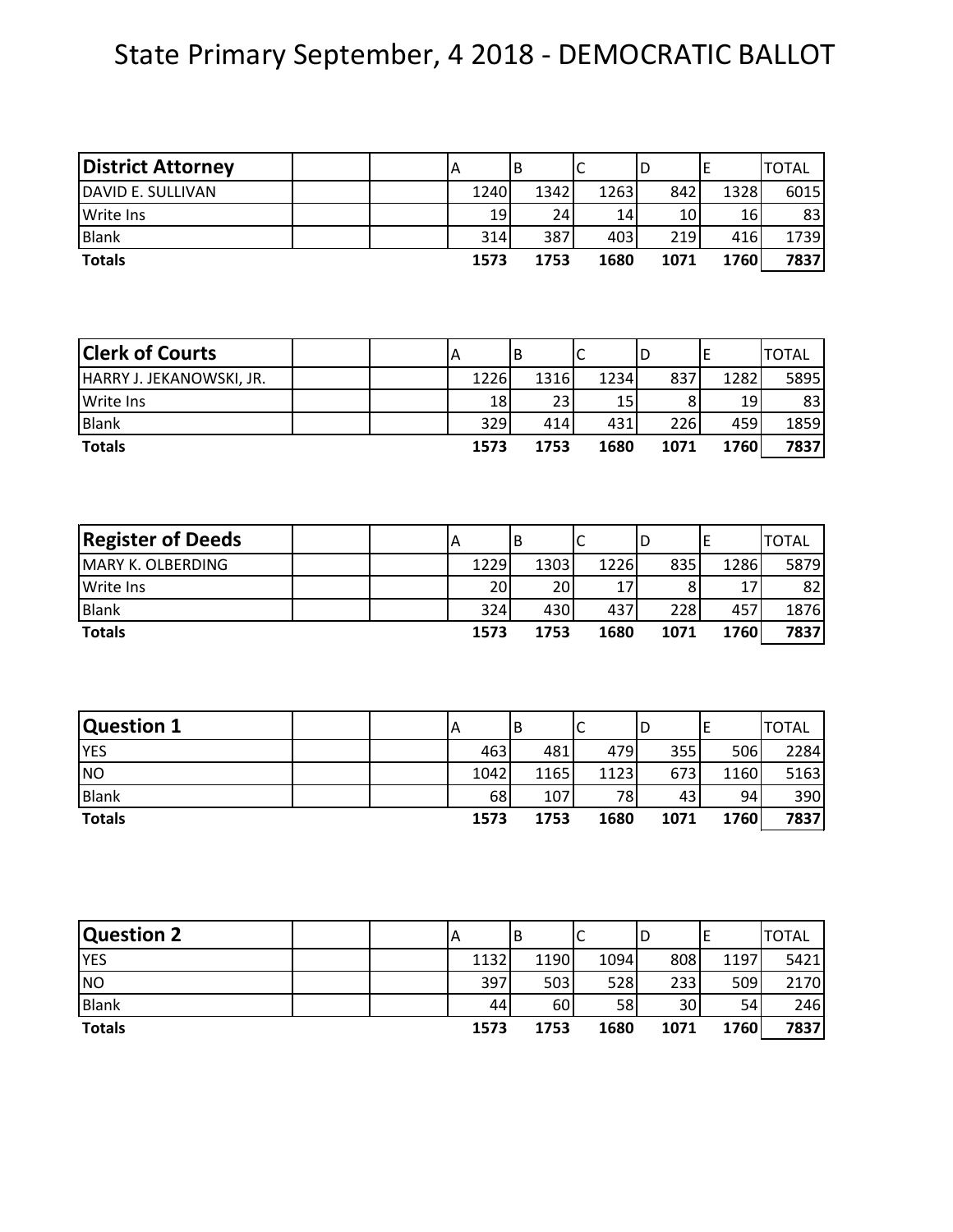# State Primary September, 4 2018 - DEMOCRATIC BALLOT

| District Attorney | | | A | B | C | D | E | TOTAL |
|---|---|---|---|---|---|---|---|---|
| DAVID E. SULLIVAN | | | 1240 | 1342 | 1263 | 842 | 1328 | 6015 |
| Write Ins | | | 19 | 24 | 14 | 10 | 16 | 83 |
| Blank | | | 314 | 387 | 403 | 219 | 416 | 1739 |
| **Totals** | | | **1573** | **1753** | **1680** | **1071** | **1760** | **7837** |

| Clerk of Courts | | | A | B | C | D | E | TOTAL |
|---|---|---|---|---|---|---|---|---|
| HARRY J. JEKANOWSKI, JR. | | | 1226 | 1316 | 1234 | 837 | 1282 | 5895 |
| Write Ins | | | 18 | 23 | 15 | 8 | 19 | 83 |
| Blank | | | 329 | 414 | 431 | 226 | 459 | 1859 |
| **Totals** | | | **1573** | **1753** | **1680** | **1071** | **1760** | **7837** |

| Register of Deeds | | | A | B | C | D | E | TOTAL |
|---|---|---|---|---|---|---|---|---|
| MARY K. OLBERDING | | | 1229 | 1303 | 1226 | 835 | 1286 | 5879 |
| Write Ins | | | 20 | 20 | 17 | 8 | 17 | 82 |
| Blank | | | 324 | 430 | 437 | 228 | 457 | 1876 |
| **Totals** | | | **1573** | **1753** | **1680** | **1071** | **1760** | **7837** |

| Question 1 | | | A | B | C | D | E | TOTAL |
|---|---|---|---|---|---|---|---|---|
| YES | | | 463 | 481 | 479 | 355 | 506 | 2284 |
| NO | | | 1042 | 1165 | 1123 | 673 | 1160 | 5163 |
| Blank | | | 68 | 107 | 78 | 43 | 94 | 390 |
| **Totals** | | | **1573** | **1753** | **1680** | **1071** | **1760** | **7837** |

| Question 2 | | | A | B | C | D | E | TOTAL |
|---|---|---|---|---|---|---|---|---|
| YES | | | 1132 | 1190 | 1094 | 808 | 1197 | 5421 |
| NO | | | 397 | 503 | 528 | 233 | 509 | 2170 |
| Blank | | | 44 | 60 | 58 | 30 | 54 | 246 |
| **Totals** | | | **1573** | **1753** | **1680** | **1071** | **1760** | **7837** |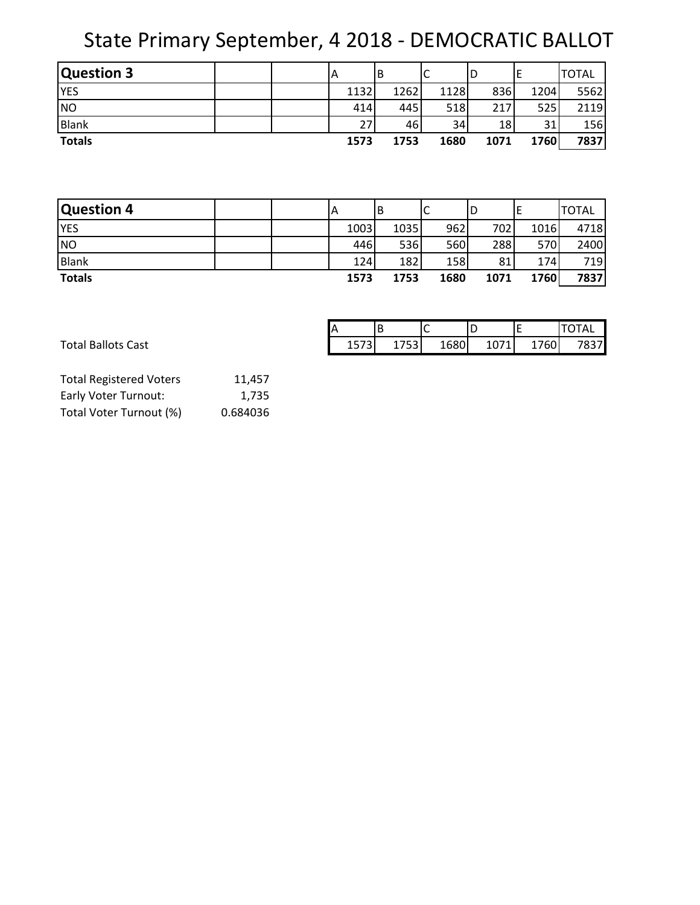# State Primary September, 4 2018 - DEMOCRATIC BALLOT

| Question 3 | | | A | B | C | D | E | TOTAL |
|---|---|---|---|---|---|---|---|---|
| YES | | | 1132 | 1262 | 1128 | 836 | 1204 | 5562 |
| NO | | | 414 | 445 | 518 | 217 | 525 | 2119 |
| Blank | | | 27 | 46 | 34 | 18 | 31 | 156 |
| **Totals** | | | **1573** | **1753** | **1680** | **1071** | **1760** | **7837** |

| Question 4 | | | A | B | C | D | E | TOTAL |
|---|---|---|---|---|---|---|---|---|
| YES | | | 1003 | 1035 | 962 | 702 | 1016 | 4718 |
| NO | | | 446 | 536 | 560 | 288 | 570 | 2400 |
| Blank | | | 124 | 182 | 158 | 81 | 174 | 719 |
| **Totals** | | | **1573** | **1753** | **1680** | **1071** | **1760** | **7837** |

| | A | B | C | D | E | TOTAL |
|---|---|---|---|---|---|---|
| Total Ballots Cast | 1573 | 1753 | 1680 | 1071 | 1760 | 7837 |

| | |
|---|---|
| Total Registered Voters | 11,457 |
| Early Voter Turnout: | 1,735 |
| Total Voter Turnout (%) | 0.684036 |